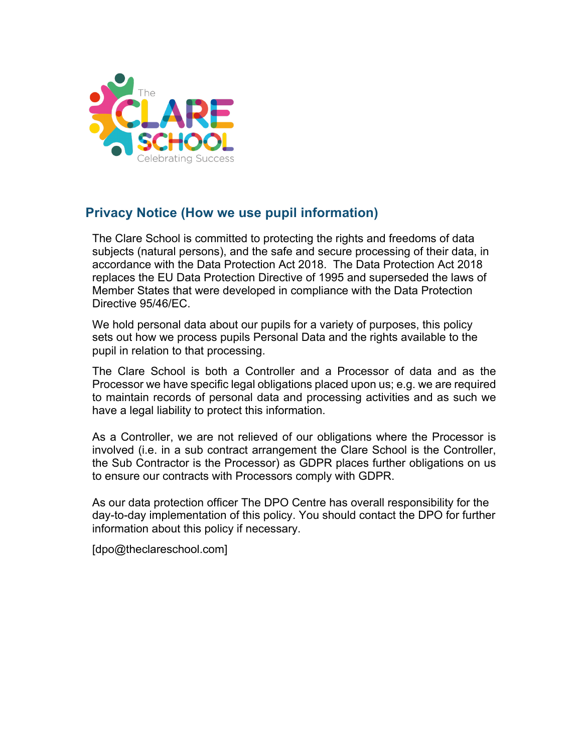## Privacy Notice (How we use pupil information)

The Clare School is committed to protecting the rights and freedoms of data subjects (natural persons), and the safe and secure processing of their data, in accordance with the Data Protection Act 2018. The Data Protection Act 2018 replaces the EU Data Protection Directive of 1995 and superseded the laws of Member States that were developed in compliance with the Data Protection Directive 95/46/EC.

We hold personal data about our pupils for a variety of purposes, this policy sets out how we process pupils Personal Data and the rights available to the pupil in relation to that processing.

The Clare School is both a Controller and a Processor of data and as the Processor we have specific legal obligations placed upon us; e.g. we are required to maintain records of personal data and processing activities and as such we have a legal liability to protect this information.

As a Controller, we are not relieved of our obligations where the Processor is involved (i.e. in a sub contract arrangement the Clare School is the Controller, the Sub Contractor is the Processor) as GDPR places further obligations on us to ensure our contracts with Processors comply with GDPR.

As our data protection officer The DPO Centre has overall responsibility for the day-to-day implementation of this policy. You should contact the DPO for further information about this policy if necessary.

[dpo@theclareschool.com]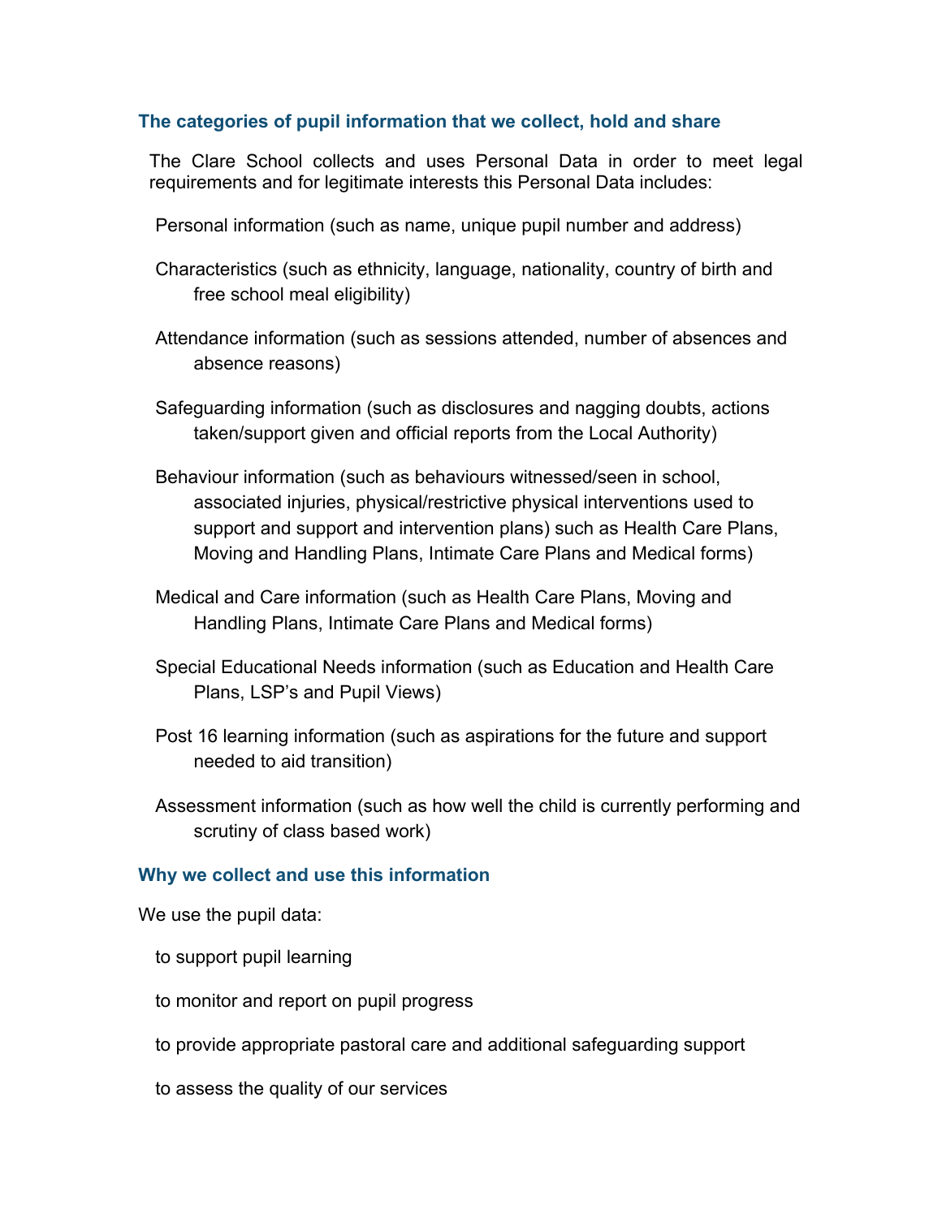## The categories of pupil information that we collect, hold and share

The Clare School collects and uses Personal Data in order to meet legal requirements and for legitimate interests this Personal Data includes:

- Personal information (such as name, unique pupil number and address)
- Characteristics (such as ethnicity, language, nationality, country of birth and free school meal eligibility)
- Attendance information (such as sessions attended, number of absences and absence reasons)
- Safeguarding information (such as disclosures and nagging doubts, actions taken/support given and official reports from the Local Authority)
- Behaviour information (such as behaviours witnessed/seen in school, associated injuries, physical/restrictive physical interventions used to support and support and intervention plans) such as Health Care Plans, Moving and Handling Plans, Intimate Care Plans and Medical forms)
- Medical and Care information (such as Health Care Plans, Moving and Handling Plans, Intimate Care Plans and Medical forms)
- Special Educational Needs information (such as Education and Health Care Plans, LSP's and Pupil Views)
- Post 16 learning information (such as aspirations for the future and support needed to aid transition)
- Assessment information (such as how well the child is currently performing and scrutiny of class based work)

## Why we collect and use this information

We use the pupil data:

- to support pupil learning
- to monitor and report on pupil progress
- to provide appropriate pastoral care and additional safeguarding support
- to assess the quality of our services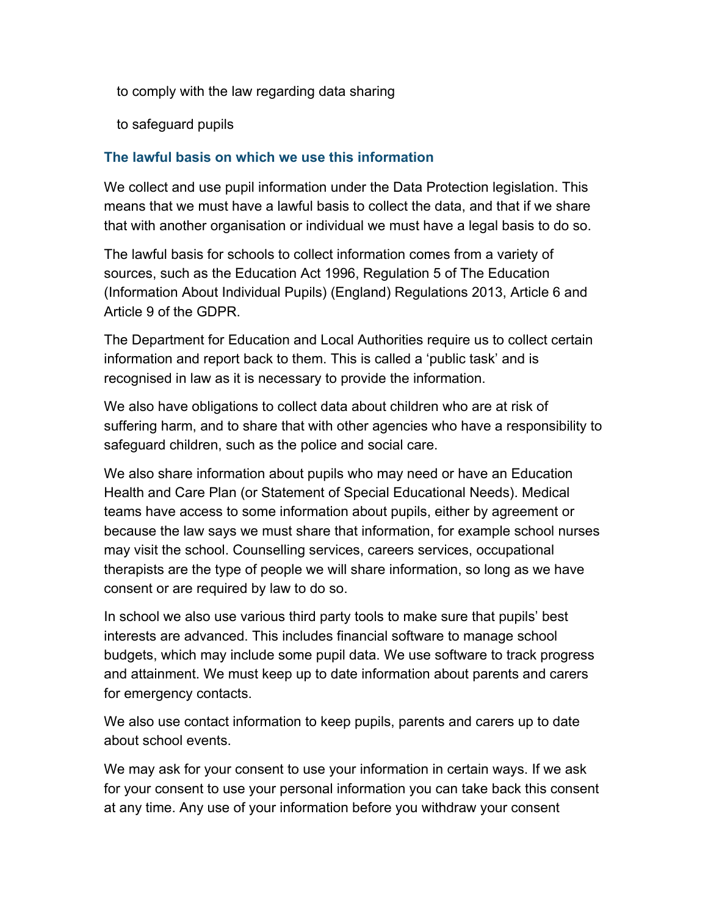to comply with the law regarding data sharing

to safeguard pupils

### The lawful basis on which we use this information

We collect and use pupil information under the Data Protection legislation. This means that we must have a lawful basis to collect the data, and that if we share that with another organisation or individual we must have a legal basis to do so.

The lawful basis for schools to collect information comes from a variety of sources, such as the Education Act 1996, Regulation 5 of The Education (Information About Individual Pupils) (England) Regulations 2013, Article 6 and Article 9 of the GDPR.

The Department for Education and Local Authorities require us to collect certain information and report back to them. This is called a 'public task' and is recognised in law as it is necessary to provide the information.

We also have obligations to collect data about children who are at risk of suffering harm, and to share that with other agencies who have a responsibility to safeguard children, such as the police and social care.

We also share information about pupils who may need or have an Education Health and Care Plan (or Statement of Special Educational Needs). Medical teams have access to some information about pupils, either by agreement or because the law says we must share that information, for example school nurses may visit the school. Counselling services, careers services, occupational therapists are the type of people we will share information, so long as we have consent or are required by law to do so.

In school we also use various third party tools to make sure that pupils' best interests are advanced. This includes financial software to manage school budgets, which may include some pupil data. We use software to track progress and attainment. We must keep up to date information about parents and carers for emergency contacts.

We also use contact information to keep pupils, parents and carers up to date about school events.

We may ask for your consent to use your information in certain ways. If we ask for your consent to use your personal information you can take back this consent at any time. Any use of your information before you withdraw your consent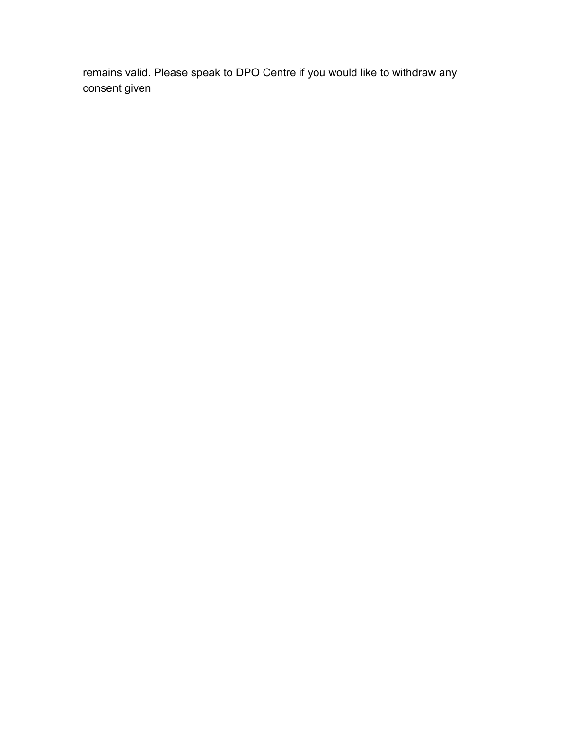remains valid. Please speak to DPO Centre if you would like to withdraw any consent given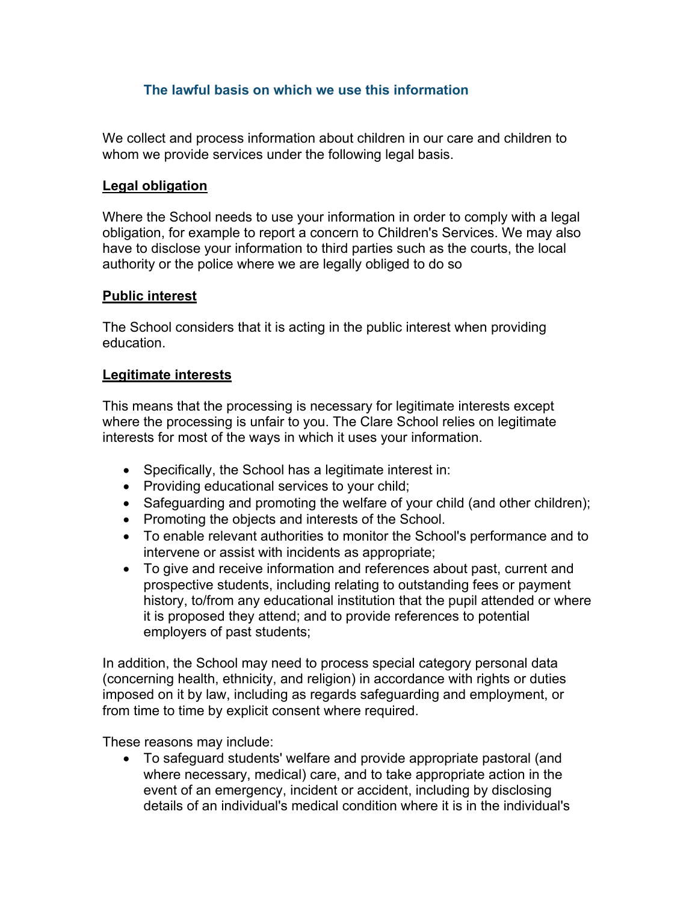### The lawful basis on which we use this information

We collect and process information about children in our care and children to whom we provide services under the following legal basis.

**Legal obligation**

Where the School needs to use your information in order to comply with a legal obligation, for example to report a concern to Children's Services. We may also have to disclose your information to third parties such as the courts, the local authority or the police where we are legally obliged to do so

**Public interest**

The School considers that it is acting in the public interest when providing education.

**Legitimate interests**

This means that the processing is necessary for legitimate interests except where the processing is unfair to you. The Clare School relies on legitimate interests for most of the ways in which it uses your information.

- Specifically, the School has a legitimate interest in:
- Providing educational services to your child;
- Safeguarding and promoting the welfare of your child (and other children);
- Promoting the objects and interests of the School.
- To enable relevant authorities to monitor the School's performance and to intervene or assist with incidents as appropriate;
- To give and receive information and references about past, current and prospective students, including relating to outstanding fees or payment history, to/from any educational institution that the pupil attended or where it is proposed they attend; and to provide references to potential employers of past students;

In addition, the School may need to process special category personal data (concerning health, ethnicity, and religion) in accordance with rights or duties imposed on it by law, including as regards safeguarding and employment, or from time to time by explicit consent where required.

These reasons may include:

- To safeguard students' welfare and provide appropriate pastoral (and where necessary, medical) care, and to take appropriate action in the event of an emergency, incident or accident, including by disclosing details of an individual's medical condition where it is in the individual's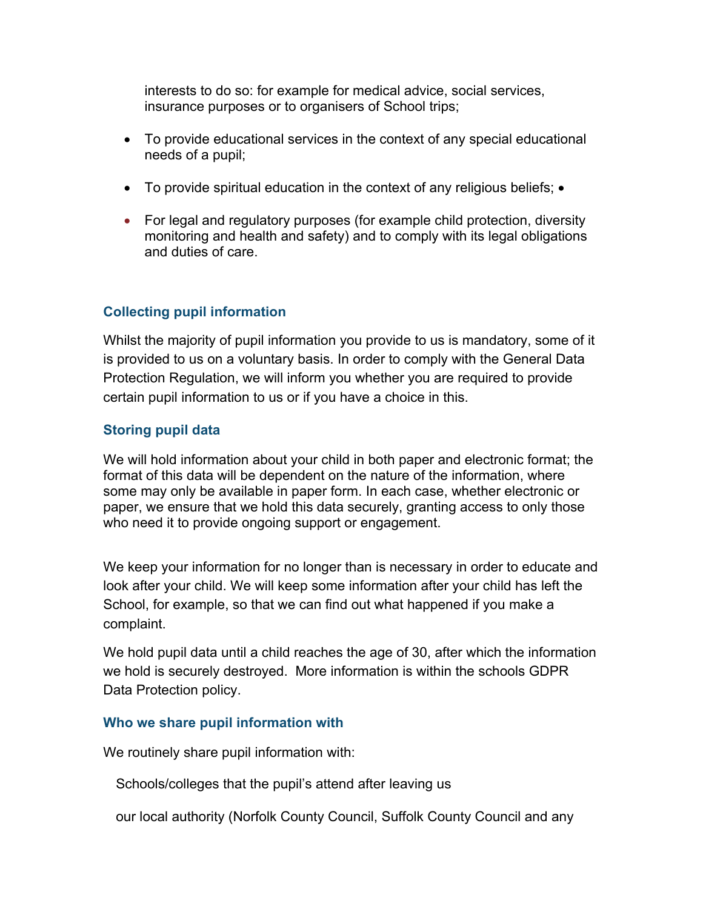interests to do so: for example for medical advice, social services, insurance purposes or to organisers of School trips;

- To provide educational services in the context of any special educational needs of a pupil;
- To provide spiritual education in the context of any religious beliefs; •
- For legal and regulatory purposes (for example child protection, diversity monitoring and health and safety) and to comply with its legal obligations and duties of care.

### Collecting pupil information

Whilst the majority of pupil information you provide to us is mandatory, some of it is provided to us on a voluntary basis. In order to comply with the General Data Protection Regulation, we will inform you whether you are required to provide certain pupil information to us or if you have a choice in this.

### Storing pupil data

We will hold information about your child in both paper and electronic format; the format of this data will be dependent on the nature of the information, where some may only be available in paper form. In each case, whether electronic or paper, we ensure that we hold this data securely, granting access to only those who need it to provide ongoing support or engagement.

We keep your information for no longer than is necessary in order to educate and look after your child. We will keep some information after your child has left the School, for example, so that we can find out what happened if you make a complaint.

We hold pupil data until a child reaches the age of 30, after which the information we hold is securely destroyed. More information is within the schools GDPR Data Protection policy.

### Who we share pupil information with

We routinely share pupil information with:

Schools/colleges that the pupil's attend after leaving us

our local authority (Norfolk County Council, Suffolk County Council and any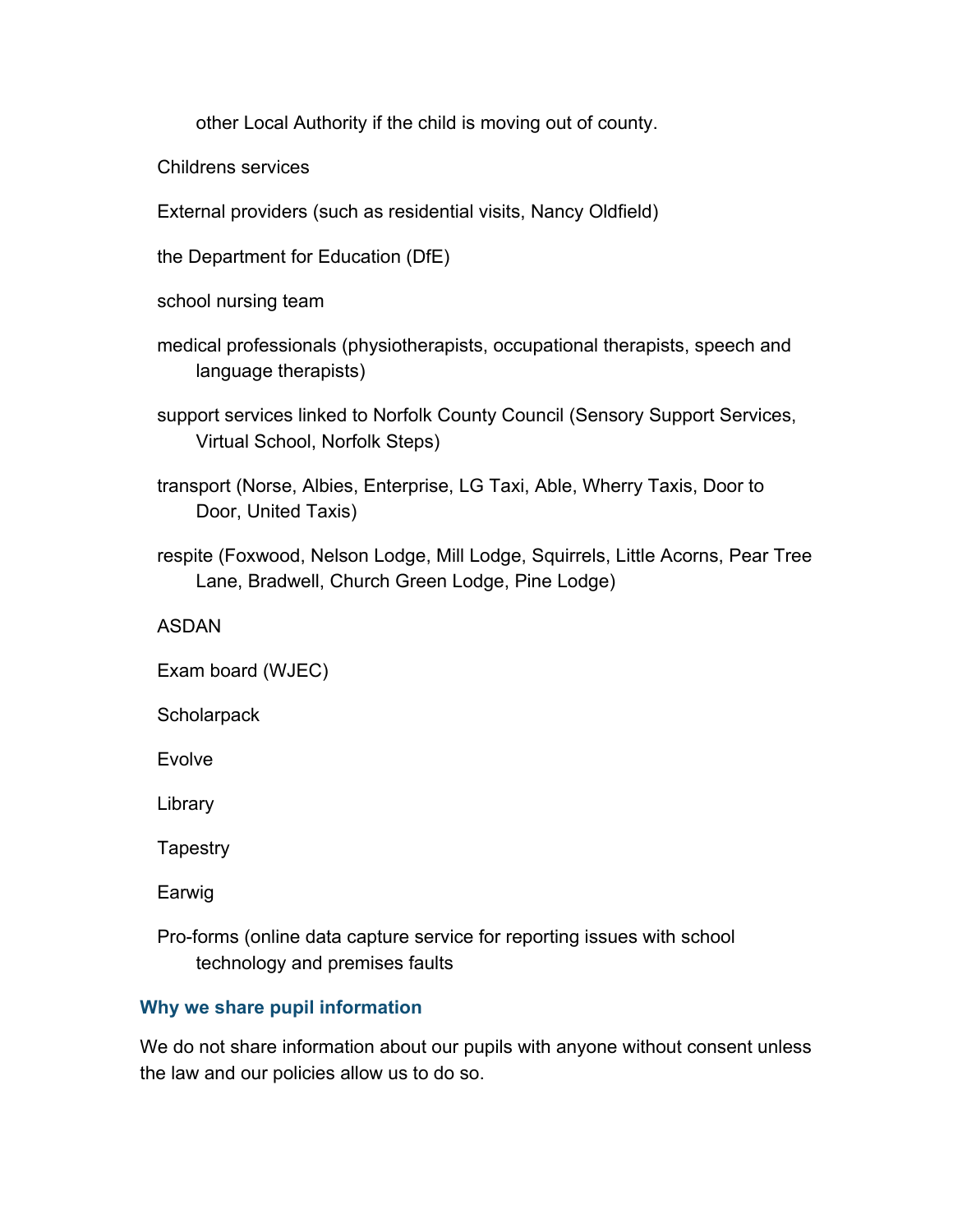other Local Authority if the child is moving out of county.

- Childrens services
- External providers (such as residential visits, Nancy Oldfield)
- the Department for Education (DfE)
- school nursing team
- medical professionals (physiotherapists, occupational therapists, speech and language therapists)
- support services linked to Norfolk County Council (Sensory Support Services, Virtual School, Norfolk Steps)
- transport (Norse, Albies, Enterprise, LG Taxi, Able, Wherry Taxis, Door to Door, United Taxis)
- respite (Foxwood, Nelson Lodge, Mill Lodge, Squirrels, Little Acorns, Pear Tree Lane, Bradwell, Church Green Lodge, Pine Lodge)
- ASDAN
- Exam board (WJEC)
- Scholarpack
- Evolve
- Library
- Tapestry
- Earwig
- Pro-forms (online data capture service for reporting issues with school technology and premises faults

### Why we share pupil information

We do not share information about our pupils with anyone without consent unless the law and our policies allow us to do so.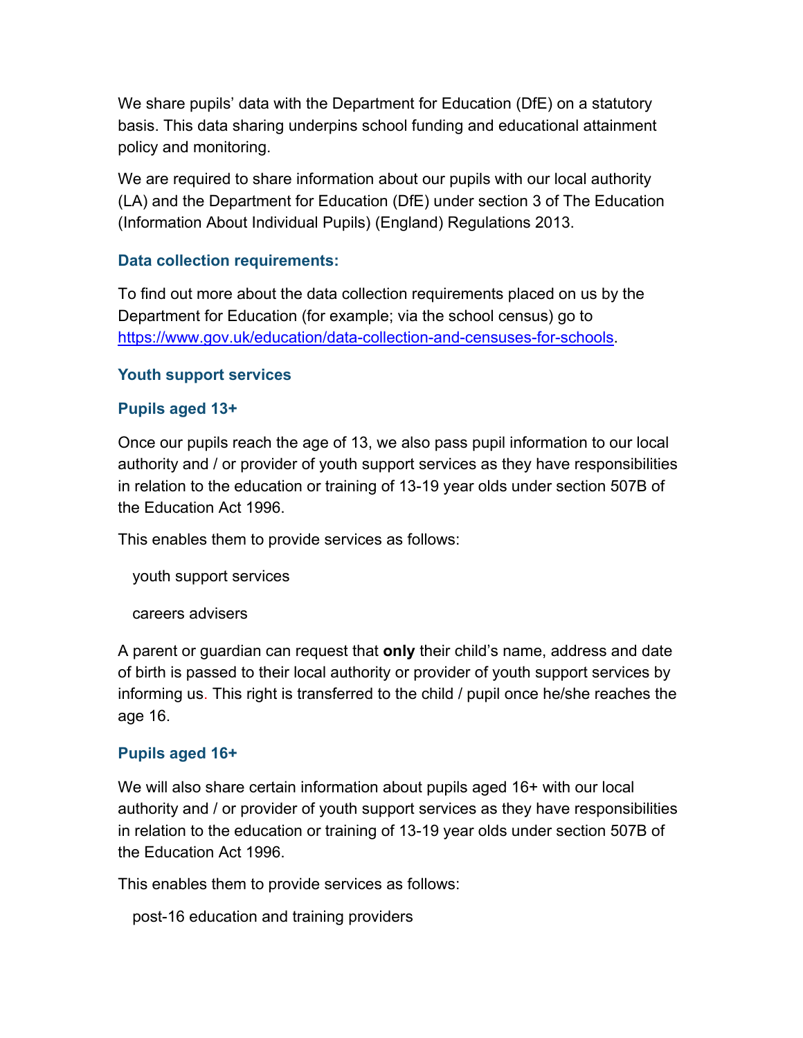We share pupils' data with the Department for Education (DfE) on a statutory basis. This data sharing underpins school funding and educational attainment policy and monitoring.

We are required to share information about our pupils with our local authority (LA) and the Department for Education (DfE) under section 3 of The Education (Information About Individual Pupils) (England) Regulations 2013.

### Data collection requirements:

To find out more about the data collection requirements placed on us by the Department for Education (for example; via the school census) go to [https://www.gov.uk/education/data-collection-and-censuses-for-schools](https://www.gov.uk/education/data-collection-and-censuses-for-schools).

### Youth support services

### Pupils aged 13+

Once our pupils reach the age of 13, we also pass pupil information to our local authority and / or provider of youth support services as they have responsibilities in relation to the education or training of 13-19 year olds under section 507B of the Education Act 1996.

This enables them to provide services as follows:

- youth support services
- careers advisers

A parent or guardian can request that **only** their child's name, address and date of birth is passed to their local authority or provider of youth support services by informing us. This right is transferred to the child / pupil once he/she reaches the age 16.

### Pupils aged 16+

We will also share certain information about pupils aged 16+ with our local authority and / or provider of youth support services as they have responsibilities in relation to the education or training of 13-19 year olds under section 507B of the Education Act 1996.

This enables them to provide services as follows:

- post-16 education and training providers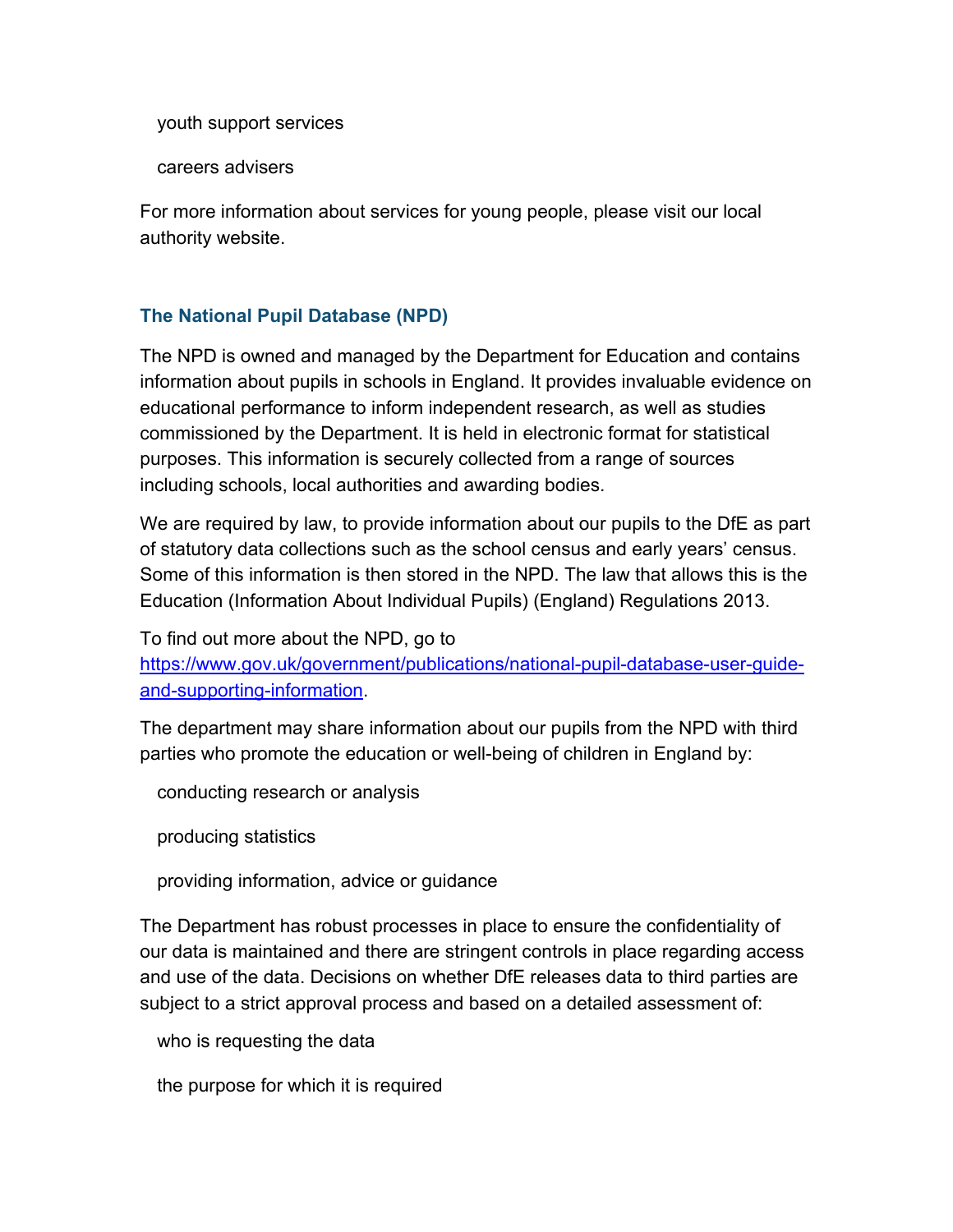- youth support services
- careers advisers

For more information about services for young people, please visit our local authority website.

### The National Pupil Database (NPD)

The NPD is owned and managed by the Department for Education and contains information about pupils in schools in England. It provides invaluable evidence on educational performance to inform independent research, as well as studies commissioned by the Department. It is held in electronic format for statistical purposes. This information is securely collected from a range of sources including schools, local authorities and awarding bodies.

We are required by law, to provide information about our pupils to the DfE as part of statutory data collections such as the school census and early years' census. Some of this information is then stored in the NPD. The law that allows this is the Education (Information About Individual Pupils) (England) Regulations 2013.

To find out more about the NPD, go to [https://www.gov.uk/government/publications/national-pupil-database-user-guide-and-supporting-information](https://www.gov.uk/government/publications/national-pupil-database-user-guide-and-supporting-information).

The department may share information about our pupils from the NPD with third parties who promote the education or well-being of children in England by:

- conducting research or analysis
- producing statistics
- providing information, advice or guidance

The Department has robust processes in place to ensure the confidentiality of our data is maintained and there are stringent controls in place regarding access and use of the data. Decisions on whether DfE releases data to third parties are subject to a strict approval process and based on a detailed assessment of:

- who is requesting the data
- the purpose for which it is required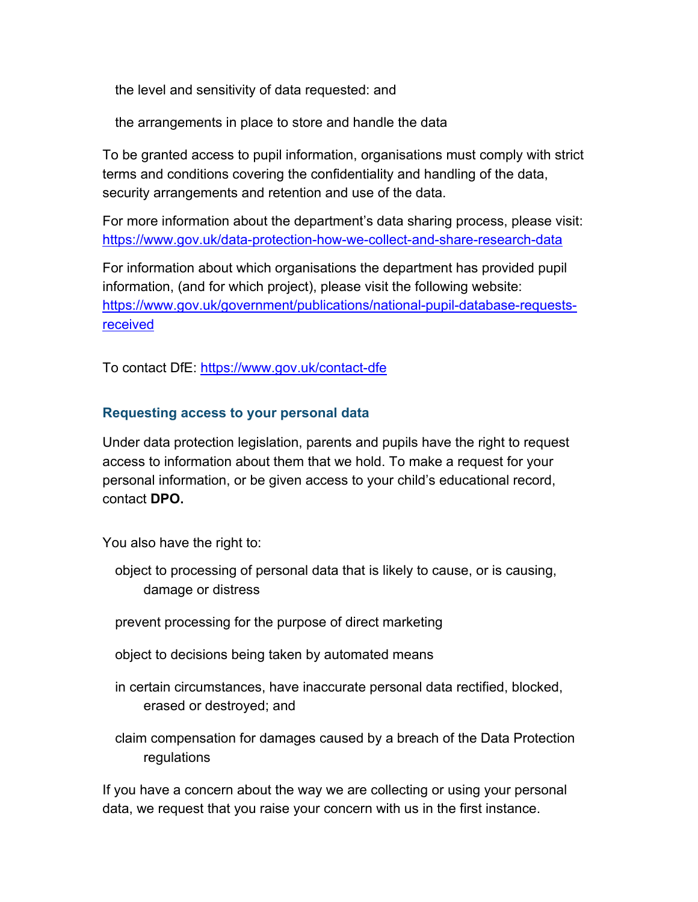- the level and sensitivity of data requested: and
- the arrangements in place to store and handle the data

To be granted access to pupil information, organisations must comply with strict terms and conditions covering the confidentiality and handling of the data, security arrangements and retention and use of the data.

For more information about the department's data sharing process, please visit: https://www.gov.uk/data-protection-how-we-collect-and-share-research-data

For information about which organisations the department has provided pupil information, (and for which project), please visit the following website: https://www.gov.uk/government/publications/national-pupil-database-requests-received

To contact DfE: https://www.gov.uk/contact-dfe

### Requesting access to your personal data

Under data protection legislation, parents and pupils have the right to request access to information about them that we hold. To make a request for your personal information, or be given access to your child's educational record, contact **DPO.**

You also have the right to:

- object to processing of personal data that is likely to cause, or is causing, damage or distress
- prevent processing for the purpose of direct marketing
- object to decisions being taken by automated means
- in certain circumstances, have inaccurate personal data rectified, blocked, erased or destroyed; and
- claim compensation for damages caused by a breach of the Data Protection regulations

If you have a concern about the way we are collecting or using your personal data, we request that you raise your concern with us in the first instance.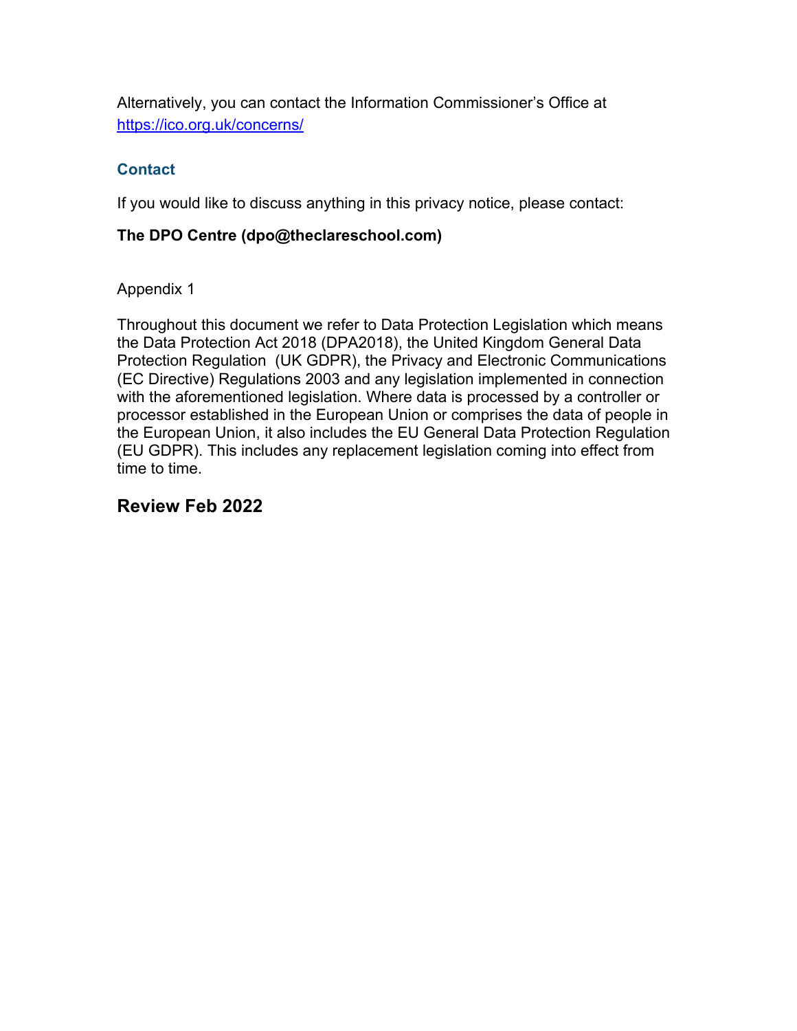Alternatively, you can contact the Information Commissioner's Office at [https://ico.org.uk/concerns/](https://ico.org.uk/concerns/)

## Contact

If you would like to discuss anything in this privacy notice, please contact:

**The DPO Centre (dpo@theclareschool.com)**

Appendix 1

Throughout this document we refer to Data Protection Legislation which means the Data Protection Act 2018 (DPA2018), the United Kingdom General Data Protection Regulation (UK GDPR), the Privacy and Electronic Communications (EC Directive) Regulations 2003 and any legislation implemented in connection with the aforementioned legislation. Where data is processed by a controller or processor established in the European Union or comprises the data of people in the European Union, it also includes the EU General Data Protection Regulation (EU GDPR). This includes any replacement legislation coming into effect from time to time.

## Review Feb 2022